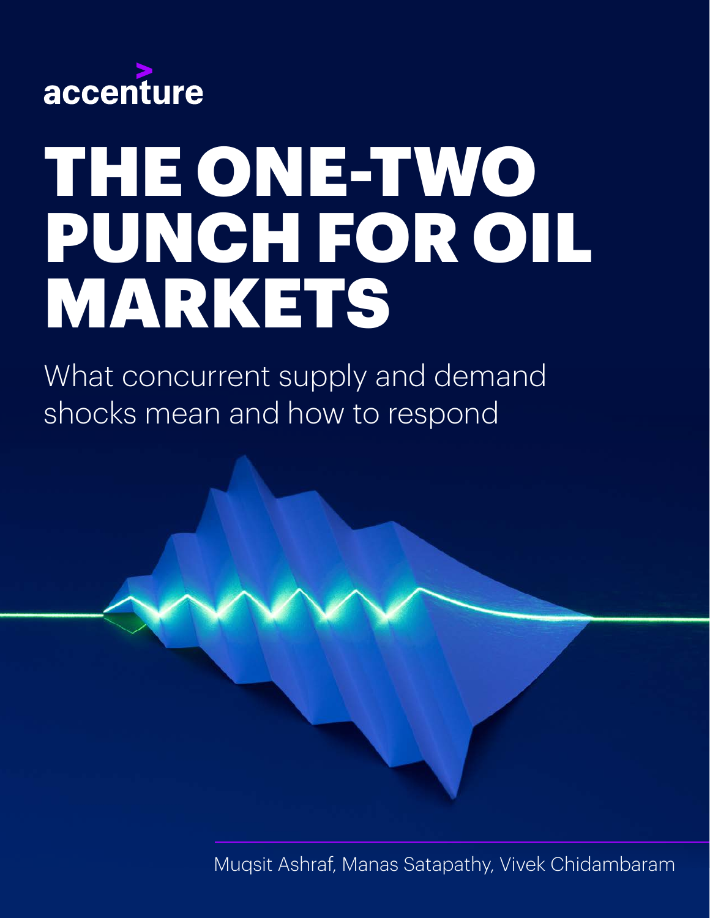accenture

# THE ONE-TWO PUNCH FOR OIL MARKETS

What concurrent supply and demand shocks mean and how to respond

Muqsit Ashraf, Manas Satapathy, Vivek Chidambaram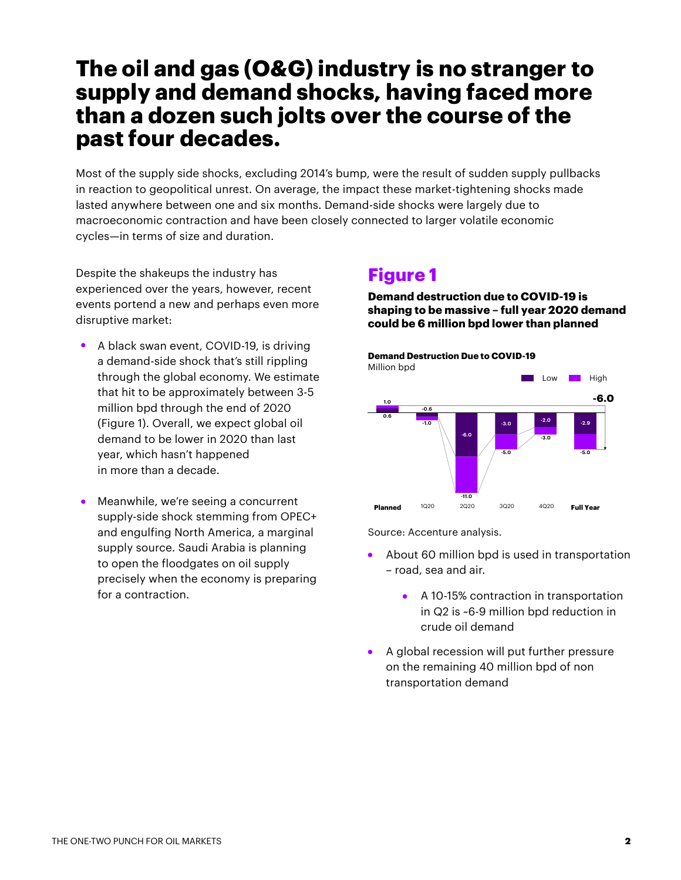# The oil and gas (O&G) industry is no stranger to supply and demand shocks, having faced more than a dozen such jolts over the course of the past four decades.

Most of the supply side shocks, excluding 2014's bump, were the result of sudden supply pullbacks in reaction to geopolitical unrest. On average, the impact these market-tightening shocks made lasted anywhere between one and six months. Demand-side shocks were largely due to macroeconomic contraction and have been closely connected to larger volatile economic cycles—in terms of size and duration.

Despite the shakeups the industry has experienced over the years, however, recent events portend a new and perhaps even more disruptive market:

- A black swan event, COVID-19, is driving a demand-side shock that's still rippling through the global economy. We estimate that hit to be approximately between 3-5 million bpd through the end of 2020 (Figure 1). Overall, we expect global oil demand to be lower in 2020 than last year, which hasn't happened in more than a decade.

- Meanwhile, we're seeing a concurrent supply-side shock stemming from OPEC+ and engulfing North America, a marginal supply source. Saudi Arabia is planning to open the floodgates on oil supply precisely when the economy is preparing for a contraction.

## Figure 1

**Demand destruction due to COVID-19 is shaping to be massive – full year 2020 demand could be 6 million bpd lower than planned**

**Demand Destruction Due to COVID-19**
Million bpd

| | Planned | 1Q20 | 2Q20 | 3Q20 | 4Q20 | Full Year |
|---|---|---|---|---|---|---|
| Low | 0.6 | -0.6 | -6.0 | -3.0 | -2.0 | -2.9 |
| High | 1.0 | -1.0 | -11.0 | -5.0 | -3.0 | -5.0 |

-6.0

Source: Accenture analysis.

- About 60 million bpd is used in transportation – road, sea and air.
  - A 10-15% contraction in transportation in Q2 is ~6-9 million bpd reduction in crude oil demand
- A global recession will put further pressure on the remaining 40 million bpd of non transportation demand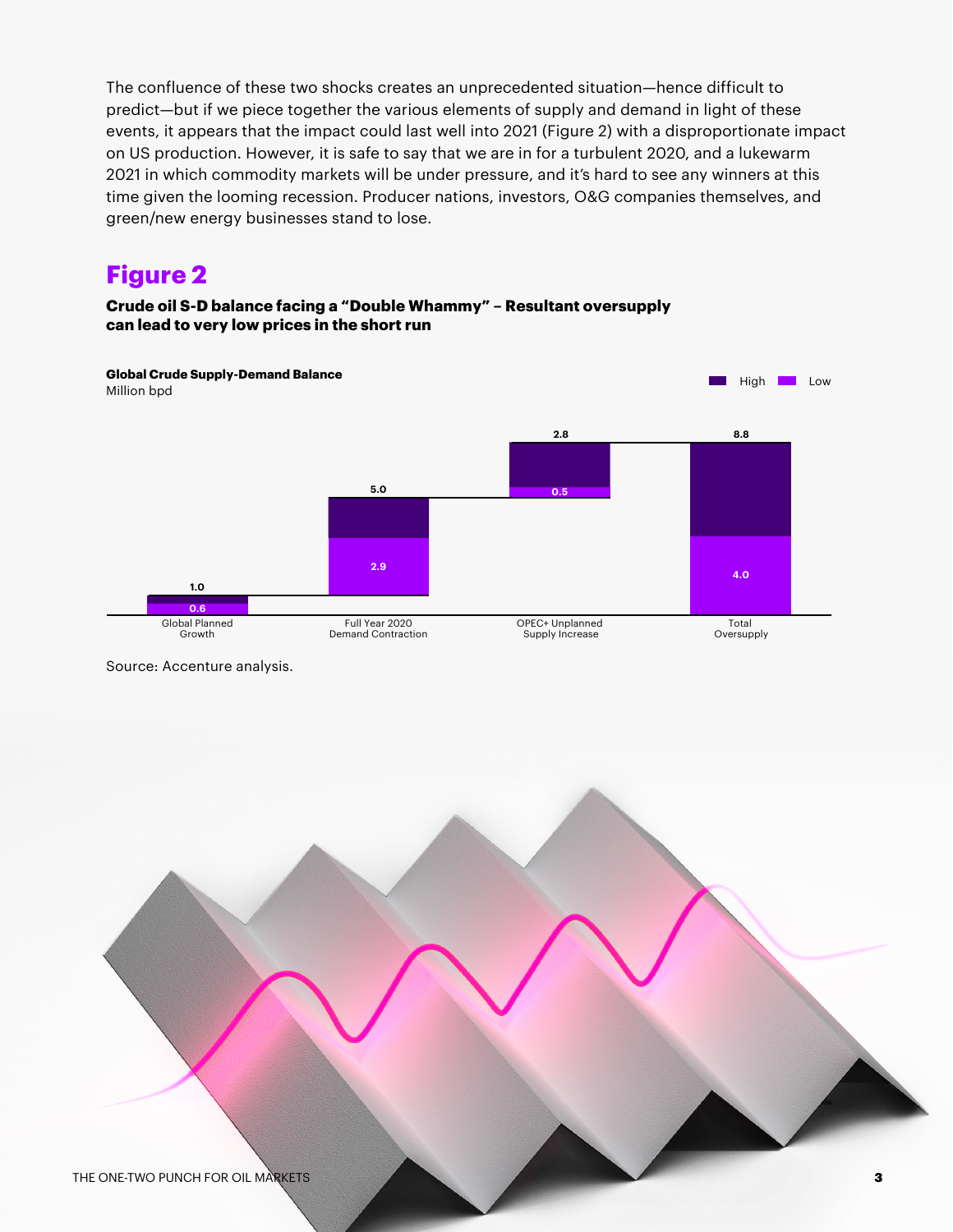The confluence of these two shocks creates an unprecedented situation—hence difficult to predict—but if we piece together the various elements of supply and demand in light of these events, it appears that the impact could last well into 2021 (Figure 2) with a disproportionate impact on US production. However, it is safe to say that we are in for a turbulent 2020, and a lukewarm 2021 in which commodity markets will be under pressure, and it's hard to see any winners at this time given the looming recession. Producer nations, investors, O&G companies themselves, and green/new energy businesses stand to lose.

## Figure 2

**Crude oil S-D balance facing a "Double Whammy" – Resultant oversupply can lead to very low prices in the short run**

**Global Crude Supply-Demand Balance**
Million bpd

| | High | Low |
|---|---|---|
| Global Planned Growth | 1.0 | 0.6 |
| Full Year 2020 Demand Contraction | 5.0 | 2.9 |
| OPEC+ Unplanned Supply Increase | 2.8 | 0.5 |
| Total Oversupply | 8.8 | 4.0 |

Source: Accenture analysis.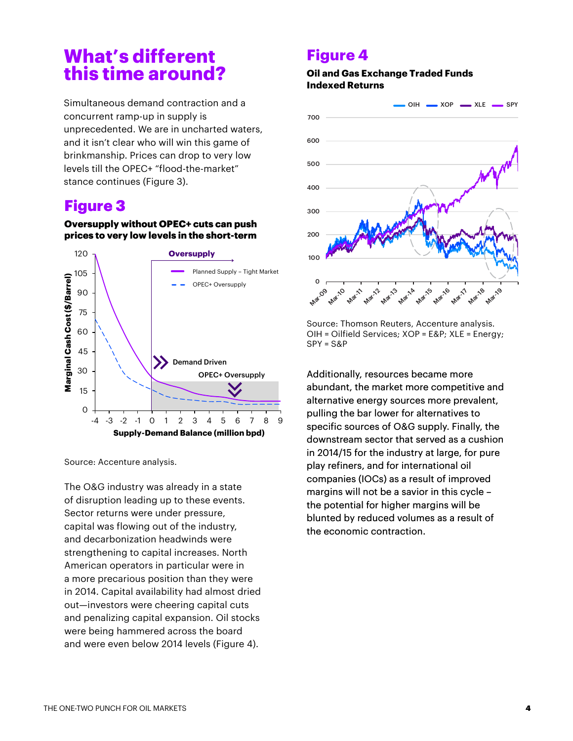# What's different this time around?

Simultaneous demand contraction and a concurrent ramp-up in supply is unprecedented. We are in uncharted waters, and it isn't clear who will win this game of brinkmanship. Prices can drop to very low levels till the OPEC+ "flood-the-market" stance continues (Figure 3).

## Figure 3

**Oversupply without OPEC+ cuts can push prices to very low levels in the short-term**

Source: Accenture analysis.

The O&G industry was already in a state of disruption leading up to these events. Sector returns were under pressure, capital was flowing out of the industry, and decarbonization headwinds were strengthening to capital increases. North American operators in particular were in a more precarious position than they were in 2014. Capital availability had almost dried out—investors were cheering capital cuts and penalizing capital expansion. Oil stocks were being hammered across the board and were even below 2014 levels (Figure 4).

## Figure 4

**Oil and Gas Exchange Traded Funds Indexed Returns**

Source: Thomson Reuters, Accenture analysis.
OIH = Oilfield Services; XOP = E&P; XLE = Energy; SPY = S&P

Additionally, resources became more abundant, the market more competitive and alternative energy sources more prevalent, pulling the bar lower for alternatives to specific sources of O&G supply. Finally, the downstream sector that served as a cushion in 2014/15 for the industry at large, for pure play refiners, and for international oil companies (IOCs) as a result of improved margins will not be a savior in this cycle – the potential for higher margins will be blunted by reduced volumes as a result of the economic contraction.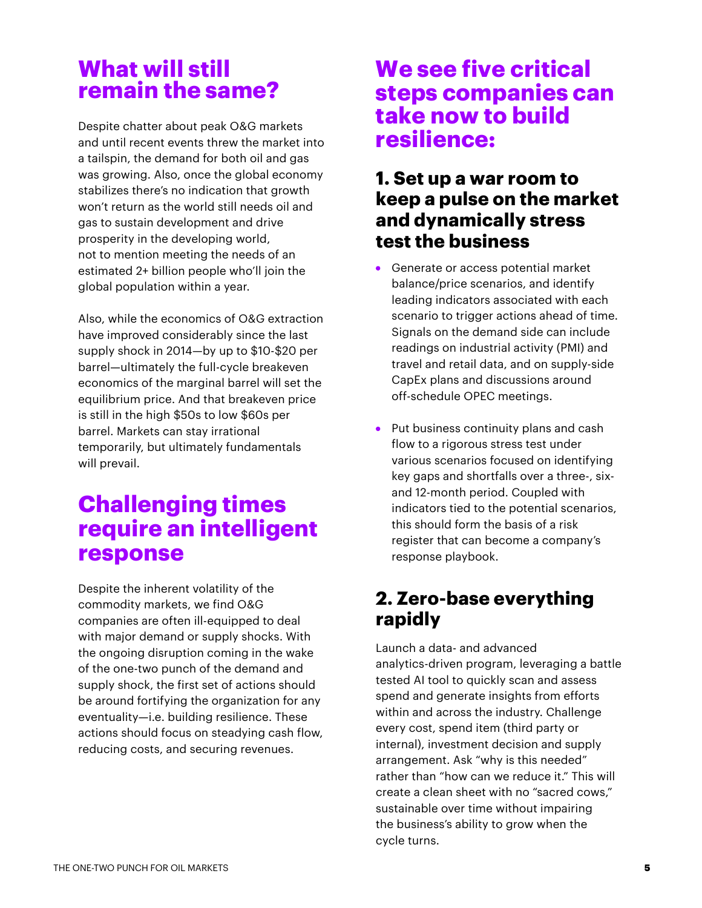## What will still remain the same?

Despite chatter about peak O&G markets and until recent events threw the market into a tailspin, the demand for both oil and gas was growing. Also, once the global economy stabilizes there's no indication that growth won't return as the world still needs oil and gas to sustain development and drive prosperity in the developing world, not to mention meeting the needs of an estimated 2+ billion people who'll join the global population within a year.

Also, while the economics of O&G extraction have improved considerably since the last supply shock in 2014—by up to $10-$20 per barrel—ultimately the full-cycle breakeven economics of the marginal barrel will set the equilibrium price. And that breakeven price is still in the high $50s to low $60s per barrel. Markets can stay irrational temporarily, but ultimately fundamentals will prevail.

## Challenging times require an intelligent response

Despite the inherent volatility of the commodity markets, we find O&G companies are often ill-equipped to deal with major demand or supply shocks. With the ongoing disruption coming in the wake of the one-two punch of the demand and supply shock, the first set of actions should be around fortifying the organization for any eventuality—i.e. building resilience. These actions should focus on steadying cash flow, reducing costs, and securing revenues.

## We see five critical steps companies can take now to build resilience:

### 1. Set up a war room to keep a pulse on the market and dynamically stress test the business

- Generate or access potential market balance/price scenarios, and identify leading indicators associated with each scenario to trigger actions ahead of time. Signals on the demand side can include readings on industrial activity (PMI) and travel and retail data, and on supply-side CapEx plans and discussions around off-schedule OPEC meetings.
- Put business continuity plans and cash flow to a rigorous stress test under various scenarios focused on identifying key gaps and shortfalls over a three-, six- and 12-month period. Coupled with indicators tied to the potential scenarios, this should form the basis of a risk register that can become a company's response playbook.

### 2. Zero-base everything rapidly

Launch a data- and advanced analytics-driven program, leveraging a battle tested AI tool to quickly scan and assess spend and generate insights from efforts within and across the industry. Challenge every cost, spend item (third party or internal), investment decision and supply arrangement. Ask "why is this needed" rather than "how can we reduce it." This will create a clean sheet with no "sacred cows," sustainable over time without impairing the business's ability to grow when the cycle turns.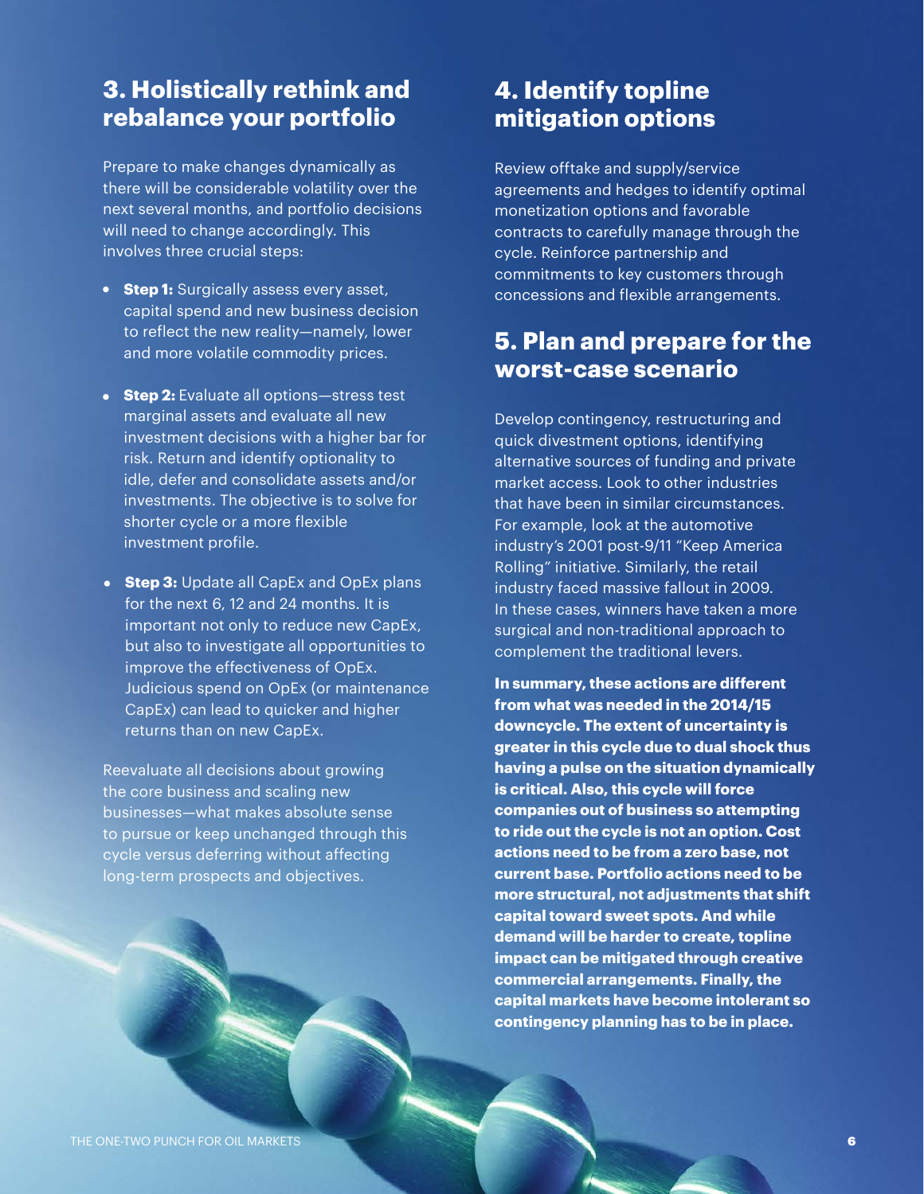## 3. Holistically rethink and rebalance your portfolio

Prepare to make changes dynamically as there will be considerable volatility over the next several months, and portfolio decisions will need to change accordingly. This involves three crucial steps:

- **Step 1:** Surgically assess every asset, capital spend and new business decision to reflect the new reality—namely, lower and more volatile commodity prices.
- **Step 2:** Evaluate all options—stress test marginal assets and evaluate all new investment decisions with a higher bar for risk. Return and identify optionality to idle, defer and consolidate assets and/or investments. The objective is to solve for shorter cycle or a more flexible investment profile.
- **Step 3:** Update all CapEx and OpEx plans for the next 6, 12 and 24 months. It is important not only to reduce new CapEx, but also to investigate all opportunities to improve the effectiveness of OpEx. Judicious spend on OpEx (or maintenance CapEx) can lead to quicker and higher returns than on new CapEx.

Reevaluate all decisions about growing the core business and scaling new businesses—what makes absolute sense to pursue or keep unchanged through this cycle versus deferring without affecting long-term prospects and objectives.

## 4. Identify topline mitigation options

Review offtake and supply/service agreements and hedges to identify optimal monetization options and favorable contracts to carefully manage through the cycle. Reinforce partnership and commitments to key customers through concessions and flexible arrangements.

## 5. Plan and prepare for the worst-case scenario

Develop contingency, restructuring and quick divestment options, identifying alternative sources of funding and private market access. Look to other industries that have been in similar circumstances. For example, look at the automotive industry's 2001 post-9/11 "Keep America Rolling" initiative. Similarly, the retail industry faced massive fallout in 2009. In these cases, winners have taken a more surgical and non-traditional approach to complement the traditional levers.

**In summary, these actions are different from what was needed in the 2014/15 downcycle. The extent of uncertainty is greater in this cycle due to dual shock thus having a pulse on the situation dynamically is critical. Also, this cycle will force companies out of business so attempting to ride out the cycle is not an option. Cost actions need to be from a zero base, not current base. Portfolio actions need to be more structural, not adjustments that shift capital toward sweet spots. And while demand will be harder to create, topline impact can be mitigated through creative commercial arrangements. Finally, the capital markets have become intolerant so contingency planning has to be in place.**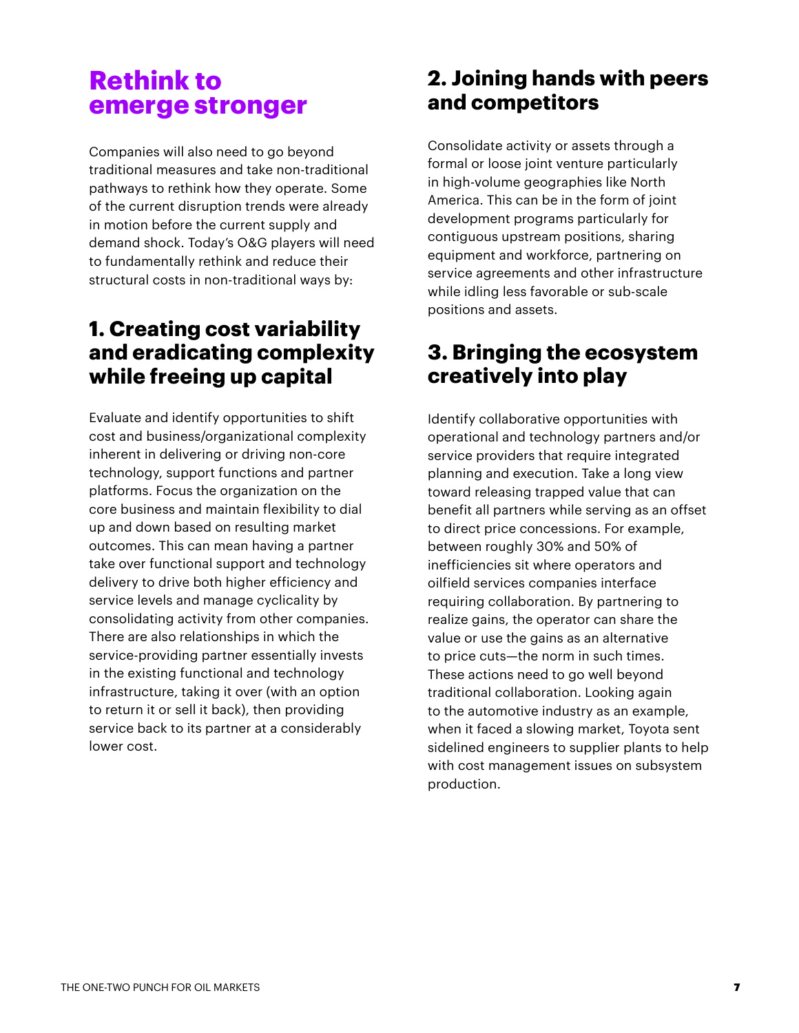# Rethink to emerge stronger

Companies will also need to go beyond traditional measures and take non-traditional pathways to rethink how they operate. Some of the current disruption trends were already in motion before the current supply and demand shock. Today's O&G players will need to fundamentally rethink and reduce their structural costs in non-traditional ways by:

## 1. Creating cost variability and eradicating complexity while freeing up capital

Evaluate and identify opportunities to shift cost and business/organizational complexity inherent in delivering or driving non-core technology, support functions and partner platforms. Focus the organization on the core business and maintain flexibility to dial up and down based on resulting market outcomes. This can mean having a partner take over functional support and technology delivery to drive both higher efficiency and service levels and manage cyclicality by consolidating activity from other companies. There are also relationships in which the service-providing partner essentially invests in the existing functional and technology infrastructure, taking it over (with an option to return it or sell it back), then providing service back to its partner at a considerably lower cost.

## 2. Joining hands with peers and competitors

Consolidate activity or assets through a formal or loose joint venture particularly in high-volume geographies like North America. This can be in the form of joint development programs particularly for contiguous upstream positions, sharing equipment and workforce, partnering on service agreements and other infrastructure while idling less favorable or sub-scale positions and assets.

## 3. Bringing the ecosystem creatively into play

Identify collaborative opportunities with operational and technology partners and/or service providers that require integrated planning and execution. Take a long view toward releasing trapped value that can benefit all partners while serving as an offset to direct price concessions. For example, between roughly 30% and 50% of inefficiencies sit where operators and oilfield services companies interface requiring collaboration. By partnering to realize gains, the operator can share the value or use the gains as an alternative to price cuts—the norm in such times. These actions need to go well beyond traditional collaboration. Looking again to the automotive industry as an example, when it faced a slowing market, Toyota sent sidelined engineers to supplier plants to help with cost management issues on subsystem production.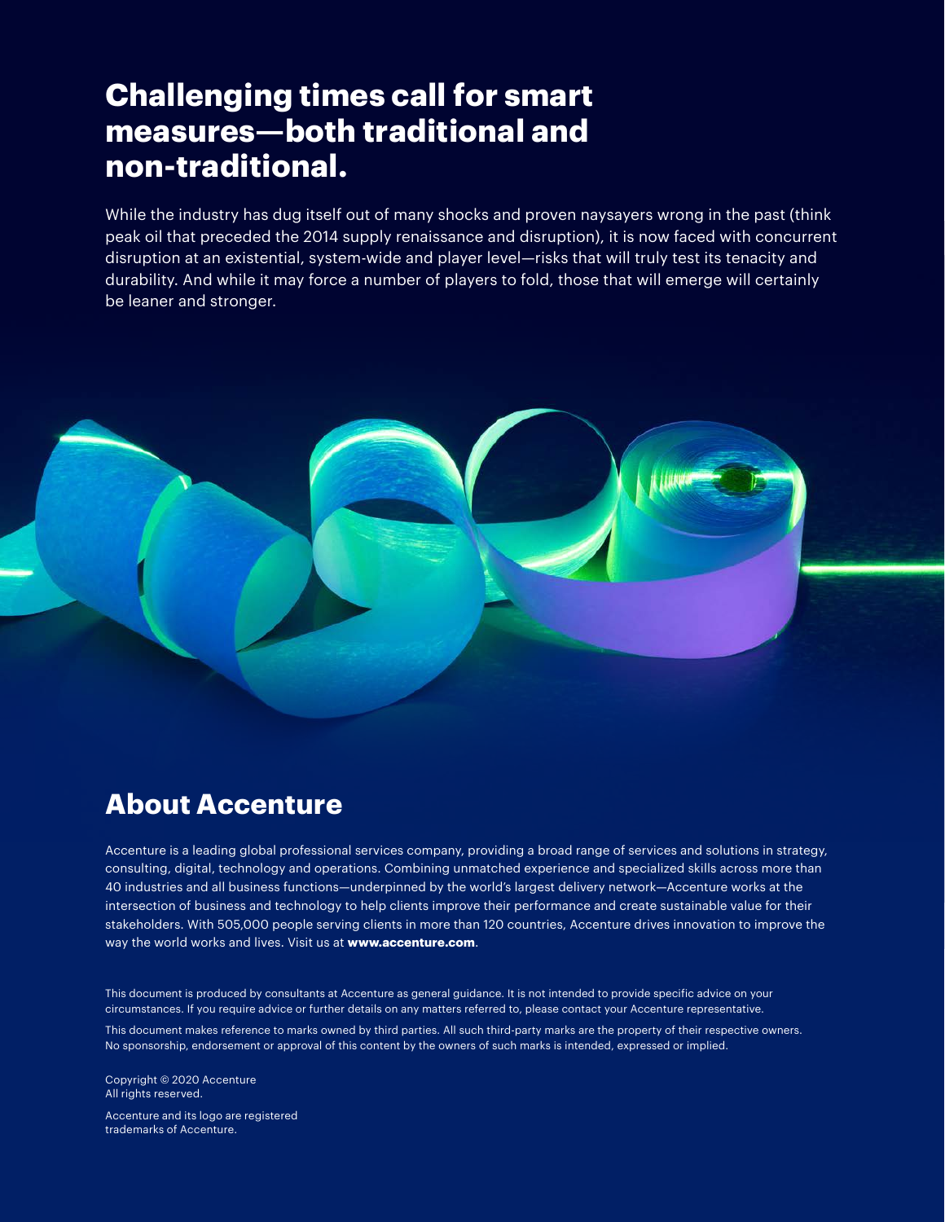## Challenging times call for smart measures—both traditional and non-traditional.

While the industry has dug itself out of many shocks and proven naysayers wrong in the past (think peak oil that preceded the 2014 supply renaissance and disruption), it is now faced with concurrent disruption at an existential, system-wide and player level—risks that will truly test its tenacity and durability. And while it may force a number of players to fold, those that will emerge will certainly be leaner and stronger.

## About Accenture

Accenture is a leading global professional services company, providing a broad range of services and solutions in strategy, consulting, digital, technology and operations. Combining unmatched experience and specialized skills across more than 40 industries and all business functions—underpinned by the world's largest delivery network—Accenture works at the intersection of business and technology to help clients improve their performance and create sustainable value for their stakeholders. With 505,000 people serving clients in more than 120 countries, Accenture drives innovation to improve the way the world works and lives. Visit us at **www.accenture.com**.

This document is produced by consultants at Accenture as general guidance. It is not intended to provide specific advice on your circumstances. If you require advice or further details on any matters referred to, please contact your Accenture representative.

This document makes reference to marks owned by third parties. All such third-party marks are the property of their respective owners. No sponsorship, endorsement or approval of this content by the owners of such marks is intended, expressed or implied.

Copyright © 2020 Accenture
All rights reserved.

Accenture and its logo are registered trademarks of Accenture.